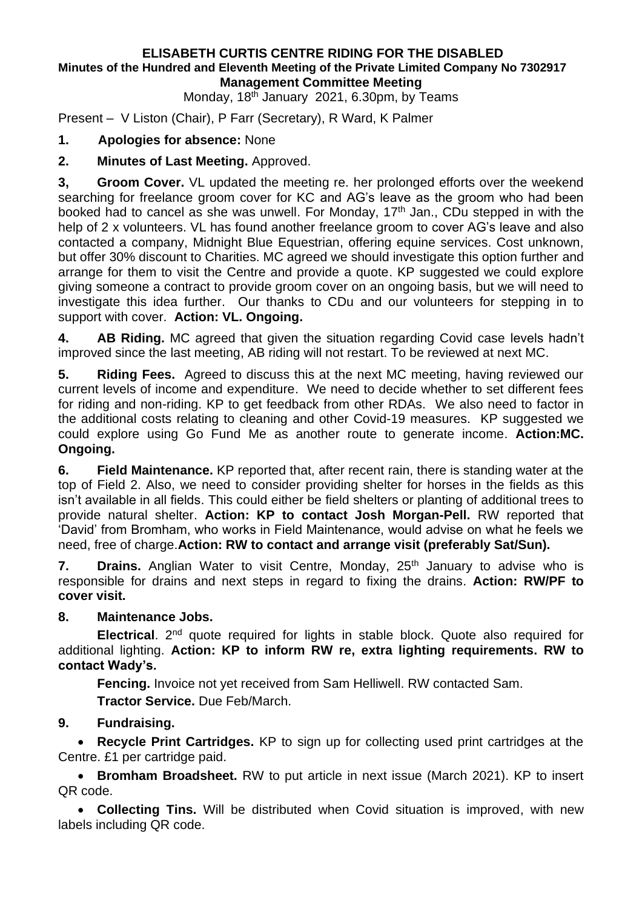# ELISABETH CURTIS CENTRE RIDING FOR THE DISABLED

**Minutes of the Hundred and Eleventh Meeting of the Private Limited Company No 7302917**

**Management Committee Meeting**

Monday, 18th January 2021, 6.30pm, by Teams

Present – V Liston (Chair), P Farr (Secretary), R Ward, K Palmer

**1. Apologies for absence:** None

**2. Minutes of Last Meeting.** Approved.

**3, Groom Cover.** VL updated the meeting re. her prolonged efforts over the weekend searching for freelance groom cover for KC and AG's leave as the groom who had been booked had to cancel as she was unwell. For Monday, 17th Jan., CDu stepped in with the help of 2 x volunteers. VL has found another freelance groom to cover AG's leave and also contacted a company, Midnight Blue Equestrian, offering equine services. Cost unknown, but offer 30% discount to Charities. MC agreed we should investigate this option further and arrange for them to visit the Centre and provide a quote. KP suggested we could explore giving someone a contract to provide groom cover on an ongoing basis, but we will need to investigate this idea further. Our thanks to CDu and our volunteers for stepping in to support with cover. **Action: VL. Ongoing.**

**4. AB Riding.** MC agreed that given the situation regarding Covid case levels hadn't improved since the last meeting, AB riding will not restart. To be reviewed at next MC.

**5. Riding Fees.** Agreed to discuss this at the next MC meeting, having reviewed our current levels of income and expenditure. We need to decide whether to set different fees for riding and non-riding. KP to get feedback from other RDAs. We also need to factor in the additional costs relating to cleaning and other Covid-19 measures. KP suggested we could explore using Go Fund Me as another route to generate income. **Action:MC. Ongoing.**

**6. Field Maintenance.** KP reported that, after recent rain, there is standing water at the top of Field 2. Also, we need to consider providing shelter for horses in the fields as this isn't available in all fields. This could either be field shelters or planting of additional trees to provide natural shelter. **Action: KP to contact Josh Morgan-Pell.** RW reported that 'David' from Bromham, who works in Field Maintenance, would advise on what he feels we need, free of charge.**Action: RW to contact and arrange visit (preferably Sat/Sun).**

**7. Drains.** Anglian Water to visit Centre, Monday, 25th January to advise who is responsible for drains and next steps in regard to fixing the drains. **Action: RW/PF to cover visit.**

**8. Maintenance Jobs.**

**Electrical**. 2nd quote required for lights in stable block. Quote also required for additional lighting. **Action: KP to inform RW re, extra lighting requirements. RW to contact Wady's.**

**Fencing.** Invoice not yet received from Sam Helliwell. RW contacted Sam.

**Tractor Service.** Due Feb/March.

**9. Fundraising.**

- **Recycle Print Cartridges.** KP to sign up for collecting used print cartridges at the Centre. £1 per cartridge paid.
- **Bromham Broadsheet.** RW to put article in next issue (March 2021). KP to insert QR code.
- **Collecting Tins.** Will be distributed when Covid situation is improved, with new labels including QR code.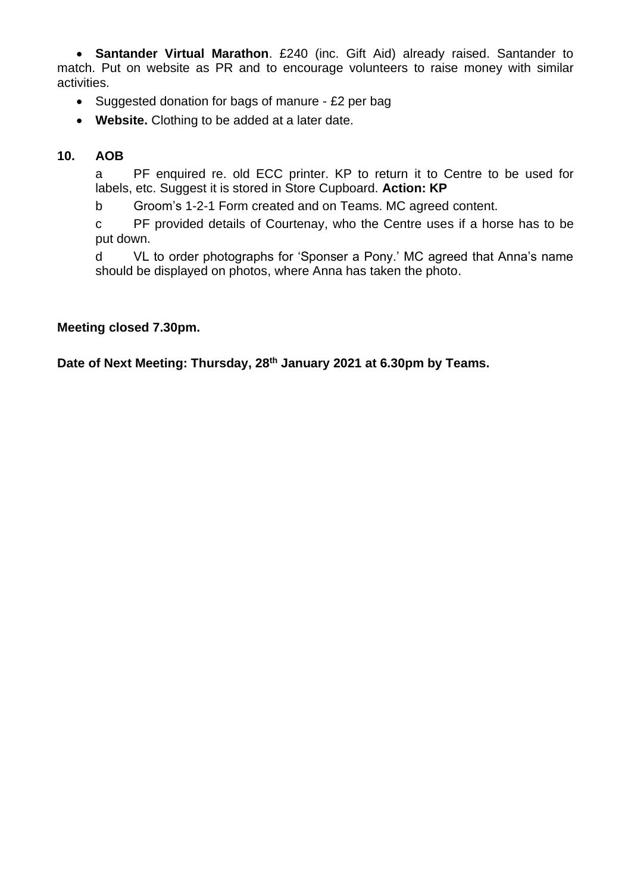- **Santander Virtual Marathon**. £240 (inc. Gift Aid) already raised. Santander to match. Put on website as PR and to encourage volunteers to raise money with similar activities.
- Suggested donation for bags of manure - £2 per bag
- **Website.** Clothing to be added at a later date.

## 10. AOB

a PF enquired re. old ECC printer. KP to return it to Centre to be used for labels, etc. Suggest it is stored in Store Cupboard. **Action: KP**

b Groom's 1-2-1 Form created and on Teams. MC agreed content.

c PF provided details of Courtenay, who the Centre uses if a horse has to be put down.

d VL to order photographs for 'Sponser a Pony.' MC agreed that Anna's name should be displayed on photos, where Anna has taken the photo.

**Meeting closed 7.30pm.**

**Date of Next Meeting: Thursday, 28th January 2021 at 6.30pm by Teams.**